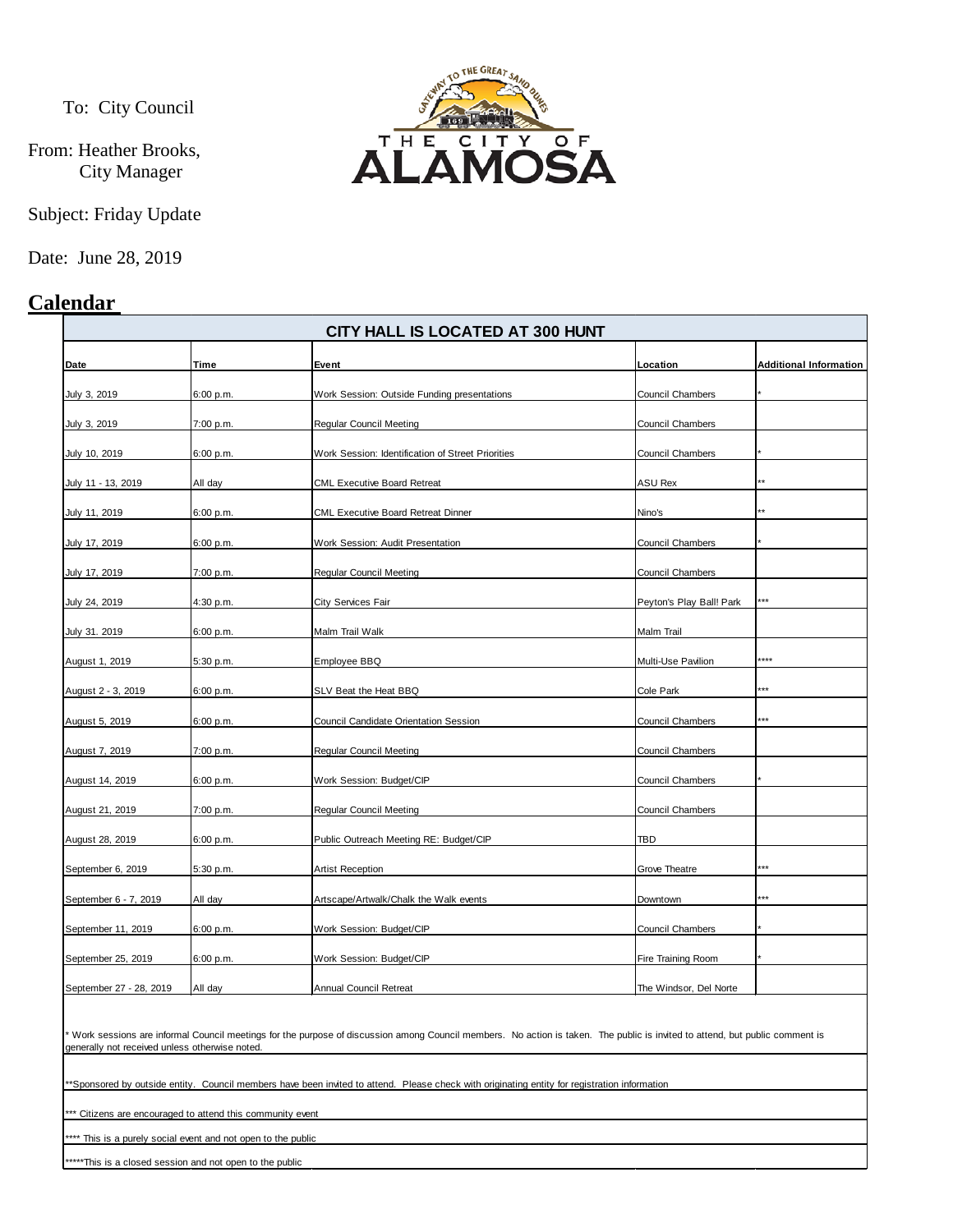To: City Council

From: Heather Brooks,
City Manager

Subject: Friday Update

Date: June 28, 2019

## Calendar

| CITY HALL IS LOCATED AT 300 HUNT | | | | |
|---|---|---|---|---|
| **Date** | **Time** | **Event** | **Location** | **Additional Information** |
| July 3, 2019 | 6:00 p.m. | Work Session: Outside Funding presentations | Council Chambers | * |
| July 3, 2019 | 7:00 p.m. | Regular Council Meeting | Council Chambers | |
| July 10, 2019 | 6:00 p.m. | Work Session: Identification of Street Priorities | Council Chambers | * |
| July 11 - 13, 2019 | All day | CML Executive Board Retreat | ASU Rex | ** |
| July 11, 2019 | 6:00 p.m. | CML Executive Board Retreat Dinner | Nino's | ** |
| July 17, 2019 | 6:00 p.m. | Work Session: Audit Presentation | Council Chambers | * |
| July 17, 2019 | 7:00 p.m. | Regular Council Meeting | Council Chambers | |
| July 24, 2019 | 4:30 p.m. | City Services Fair | Peyton's Play Ball! Park | *** |
| July 31. 2019 | 6:00 p.m. | Malm Trail Walk | Malm Trail | |
| August 1, 2019 | 5:30 p.m. | Employee BBQ | Multi-Use Pavilion | **** |
| August 2 - 3, 2019 | 6:00 p.m. | SLV Beat the Heat BBQ | Cole Park | *** |
| August 5, 2019 | 6:00 p.m. | Council Candidate Orientation Session | Council Chambers | *** |
| August 7, 2019 | 7:00 p.m. | Regular Council Meeting | Council Chambers | |
| August 14, 2019 | 6:00 p.m. | Work Session: Budget/CIP | Council Chambers | * |
| August 21, 2019 | 7:00 p.m. | Regular Council Meeting | Council Chambers | |
| August 28, 2019 | 6:00 p.m. | Public Outreach Meeting RE: Budget/CIP | TBD | |
| September 6, 2019 | 5:30 p.m. | Artist Reception | Grove Theatre | *** |
| September 6 - 7, 2019 | All day | Artscape/Artwalk/Chalk the Walk events | Downtown | *** |
| September 11, 2019 | 6:00 p.m. | Work Session: Budget/CIP | Council Chambers | * |
| September 25, 2019 | 6:00 p.m. | Work Session: Budget/CIP | Fire Training Room | * |
| September 27 - 28, 2019 | All day | Annual Council Retreat | The Windsor, Del Norte | |

* Work sessions are informal Council meetings for the purpose of discussion among Council members. No action is taken. The public is invited to attend, but public comment is generally not received unless otherwise noted.

**Sponsored by outside entity. Council members have been invited to attend. Please check with originating entity for registration information

*** Citizens are encouraged to attend this community event

**** This is a purely social event and not open to the public

*****This is a closed session and not open to the public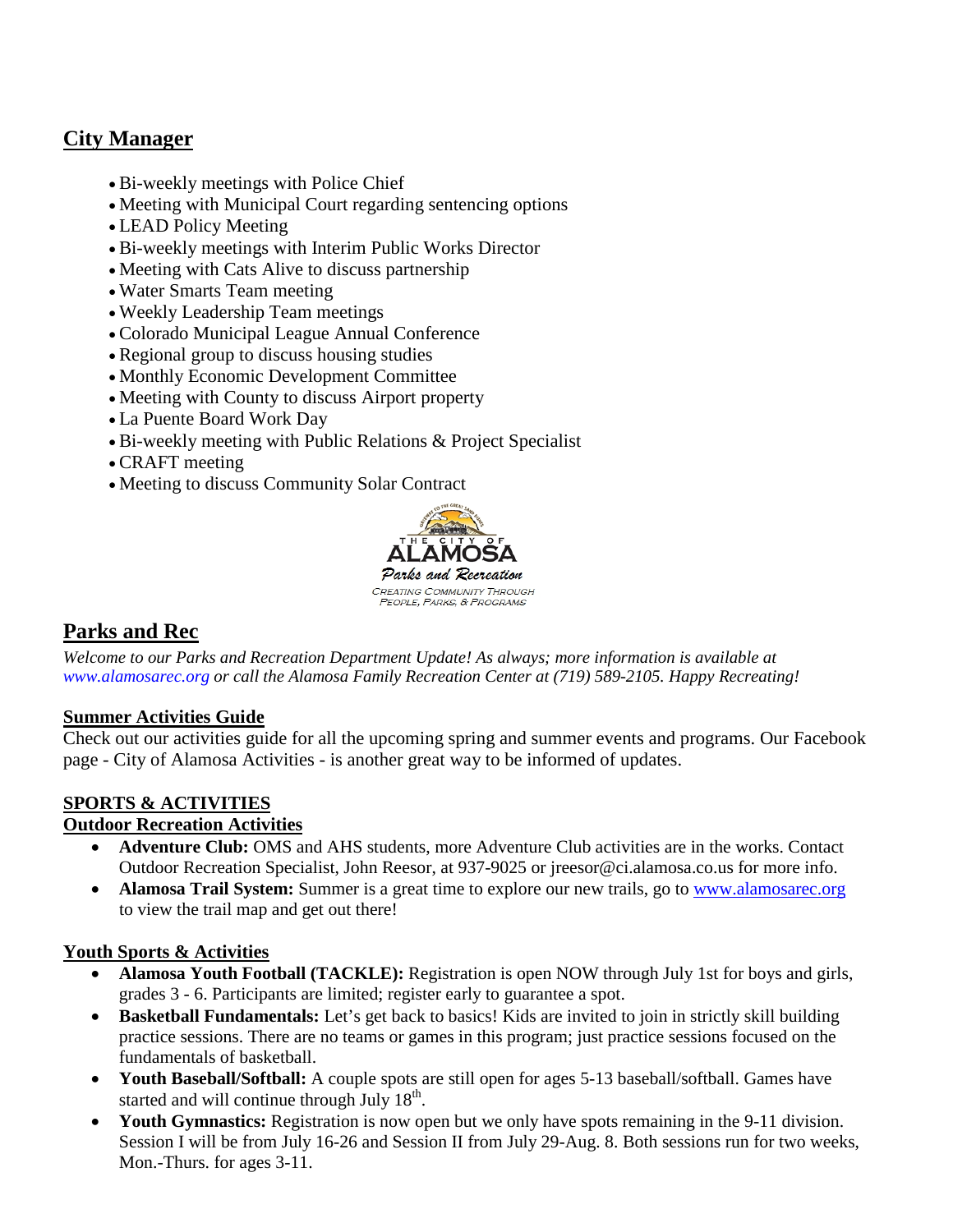## City Manager

- Bi-weekly meetings with Police Chief
- Meeting with Municipal Court regarding sentencing options
- LEAD Policy Meeting
- Bi-weekly meetings with Interim Public Works Director
- Meeting with Cats Alive to discuss partnership
- Water Smarts Team meeting
- Weekly Leadership Team meetings
- Colorado Municipal League Annual Conference
- Regional group to discuss housing studies
- Monthly Economic Development Committee
- Meeting with County to discuss Airport property
- La Puente Board Work Day
- Bi-weekly meeting with Public Relations & Project Specialist
- CRAFT meeting
- Meeting to discuss Community Solar Contract

THE CITY OF ALAMOSA
Parks and Recreation
CREATING COMMUNITY THROUGH PEOPLE, PARKS, & PROGRAMS

## Parks and Rec

*Welcome to our Parks and Recreation Department Update! As always; more information is available at www.alamosarec.org or call the Alamosa Family Recreation Center at (719) 589-2105. Happy Recreating!*

### Summer Activities Guide

Check out our activities guide for all the upcoming spring and summer events and programs. Our Facebook page - City of Alamosa Activities - is another great way to be informed of updates.

### SPORTS & ACTIVITIES

#### Outdoor Recreation Activities

- **Adventure Club:** OMS and AHS students, more Adventure Club activities are in the works. Contact Outdoor Recreation Specialist, John Reesor, at 937-9025 or jreesor@ci.alamosa.co.us for more info.
- **Alamosa Trail System:** Summer is a great time to explore our new trails, go to www.alamosarec.org to view the trail map and get out there!

#### Youth Sports & Activities

- **Alamosa Youth Football (TACKLE):** Registration is open NOW through July 1st for boys and girls, grades 3 - 6. Participants are limited; register early to guarantee a spot.
- **Basketball Fundamentals:** Let's get back to basics! Kids are invited to join in strictly skill building practice sessions. There are no teams or games in this program; just practice sessions focused on the fundamentals of basketball.
- **Youth Baseball/Softball:** A couple spots are still open for ages 5-13 baseball/softball. Games have started and will continue through July 18th.
- **Youth Gymnastics:** Registration is now open but we only have spots remaining in the 9-11 division. Session I will be from July 16-26 and Session II from July 29-Aug. 8. Both sessions run for two weeks, Mon.-Thurs. for ages 3-11.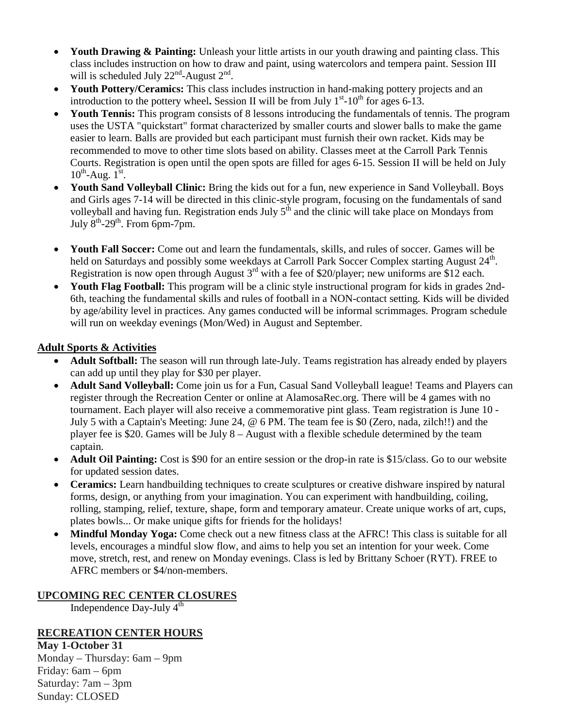- **Youth Drawing & Painting:** Unleash your little artists in our youth drawing and painting class. This class includes instruction on how to draw and paint, using watercolors and tempera paint. Session III will is scheduled July 22nd-August 2nd.
- **Youth Pottery/Ceramics:** This class includes instruction in hand-making pottery projects and an introduction to the pottery wheel**.** Session II will be from July 1st-10th for ages 6-13.
- **Youth Tennis:** This program consists of 8 lessons introducing the fundamentals of tennis. The program uses the USTA "quickstart" format characterized by smaller courts and slower balls to make the game easier to learn. Balls are provided but each participant must furnish their own racket. Kids may be recommended to move to other time slots based on ability. Classes meet at the Carroll Park Tennis Courts. Registration is open until the open spots are filled for ages 6-15. Session II will be held on July 10th-Aug. 1st.
- **Youth Sand Volleyball Clinic:** Bring the kids out for a fun, new experience in Sand Volleyball. Boys and Girls ages 7-14 will be directed in this clinic-style program, focusing on the fundamentals of sand volleyball and having fun. Registration ends July 5th and the clinic will take place on Mondays from July 8th-29th. From 6pm-7pm.
- **Youth Fall Soccer:** Come out and learn the fundamentals, skills, and rules of soccer. Games will be held on Saturdays and possibly some weekdays at Carroll Park Soccer Complex starting August 24th. Registration is now open through August 3rd with a fee of $20/player; new uniforms are $12 each.
- **Youth Flag Football:** This program will be a clinic style instructional program for kids in grades 2nd-6th, teaching the fundamental skills and rules of football in a NON-contact setting. Kids will be divided by age/ability level in practices. Any games conducted will be informal scrimmages. Program schedule will run on weekday evenings (Mon/Wed) in August and September.

## Adult Sports & Activities

- **Adult Softball:** The season will run through late-July. Teams registration has already ended by players can add up until they play for $30 per player.
- **Adult Sand Volleyball:** Come join us for a Fun, Casual Sand Volleyball league! Teams and Players can register through the Recreation Center or online at AlamosaRec.org. There will be 4 games with no tournament. Each player will also receive a commemorative pint glass. Team registration is June 10 - July 5 with a Captain's Meeting: June 24, @ 6 PM. The team fee is $0 (Zero, nada, zilch!!) and the player fee is $20. Games will be July 8 – August with a flexible schedule determined by the team captain.
- **Adult Oil Painting:** Cost is $90 for an entire session or the drop-in rate is $15/class. Go to our website for updated session dates.
- **Ceramics:** Learn handbuilding techniques to create sculptures or creative dishware inspired by natural forms, design, or anything from your imagination. You can experiment with handbuilding, coiling, rolling, stamping, relief, texture, shape, form and temporary amateur. Create unique works of art, cups, plates bowls... Or make unique gifts for friends for the holidays!
- **Mindful Monday Yoga:** Come check out a new fitness class at the AFRC! This class is suitable for all levels, encourages a mindful slow flow, and aims to help you set an intention for your week. Come move, stretch, rest, and renew on Monday evenings. Class is led by Brittany Schoer (RYT). FREE to AFRC members or $4/non-members.

## UPCOMING REC CENTER CLOSURES

Independence Day-July 4th

## RECREATION CENTER HOURS

**May 1-October 31**

Monday – Thursday: 6am – 9pm
Friday: 6am – 6pm
Saturday: 7am – 3pm
Sunday: CLOSED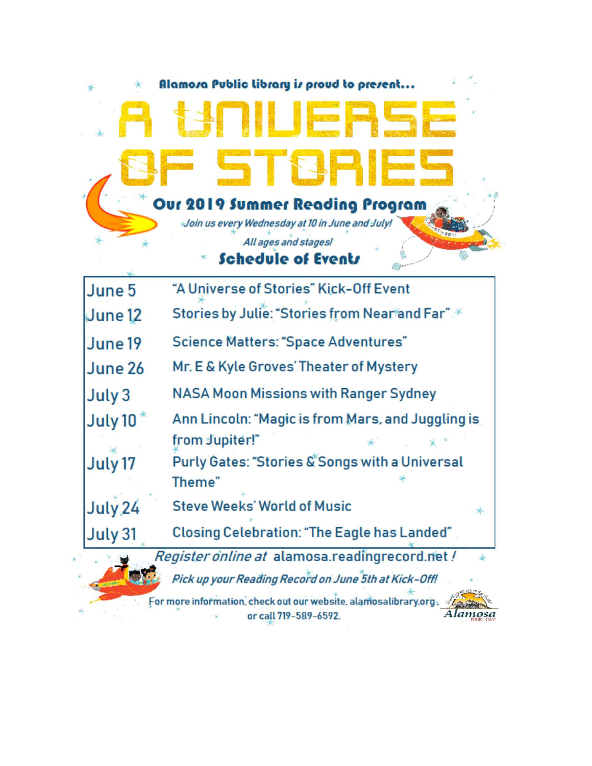Alamosa Public Library is proud to present...

# A UNIVERSE OF STORIES

## Our 2019 Summer Reading Program

*Join us every Wednesday at 10 in June and July!*

*All ages and stages!*

## Schedule of Events

| | |
|---|---|
| June 5 | "A Universe of Stories" Kick-Off Event |
| June 12 | Stories by Julie: "Stories from Near and Far" |
| June 19 | Science Matters: "Space Adventures" |
| June 26 | Mr. E & Kyle Groves' Theater of Mystery |
| July 3 | NASA Moon Missions with Ranger Sydney |
| July 10 | Ann Lincoln: "Magic is from Mars, and Juggling is from Jupiter!" |
| July 17 | Purly Gates: "Stories & Songs with a Universal Theme" |
| July 24 | Steve Weeks' World of Music |
| July 31 | Closing Celebration: "The Eagle has Landed" |

*Register online at* alamosa.readingrecord.net !

*Pick up your Reading Record on June 5th at Kick-Off!*

For more information, check out our website, alamosalibrary.org, or call 719-589-6592.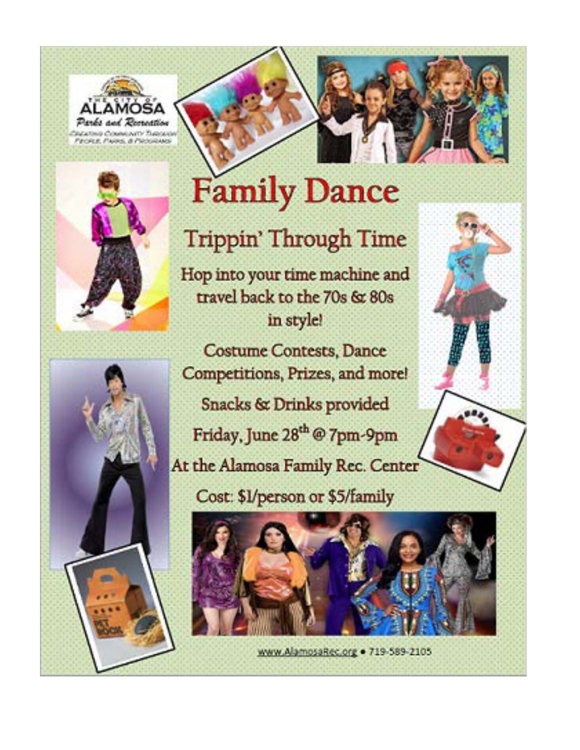THE CITY OF ALAMOSA
Parks and Recreation
CREATING COMMUNITY THROUGH PEOPLE, PARKS, & PROGRAMS

# Family Dance

## Trippin' Through Time

Hop into your time machine and travel back to the 70s & 80s in style!

Costume Contests, Dance Competitions, Prizes, and more!

Snacks & Drinks provided

Friday, June 28th @ 7pm-9pm

At the Alamosa Family Rec. Center

Cost: $1/person or $5/family

www.AlamosaRec.org • 719-589-2105